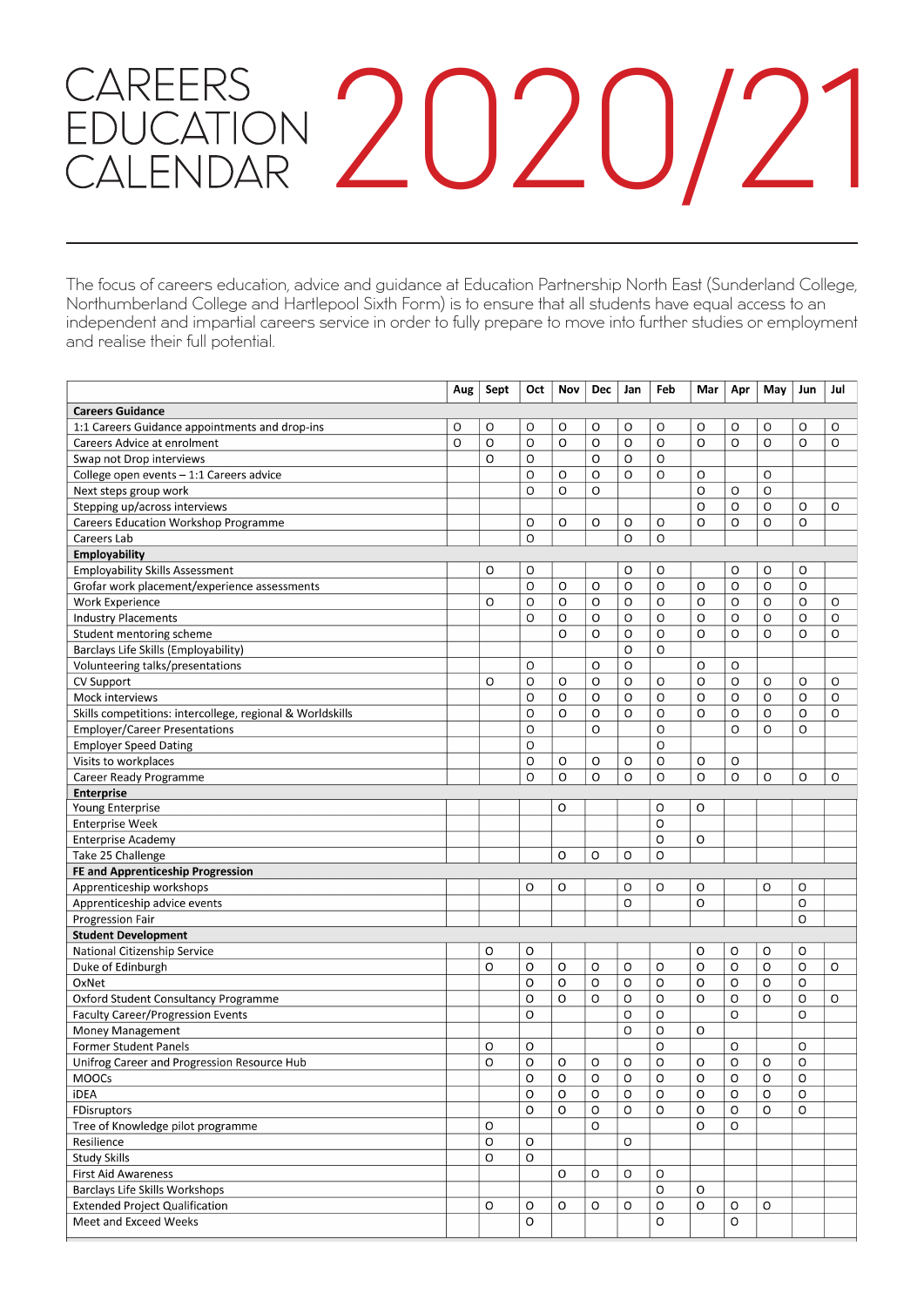# CAREERS EDUCATION CALENDAR 2020/21

The focus of careers education, advice and guidance at Education Partnership North East (Sunderland College, Northumberland College and Hartlepool Sixth Form) is to ensure that all students have equal access to an independent and impartial careers service in order to fully prepare to move into further studies or employment and realise their full potential.

| | Aug | Sept | Oct | Nov | Dec | Jan | Feb | Mar | Apr | May | Jun | Jul |
|---|---|---|---|---|---|---|---|---|---|---|---|---|
| **Careers Guidance** | | | | | | | | | | | | |
| 1:1 Careers Guidance appointments and drop-ins | O | O | O | O | O | O | O | O | O | O | O | O |
| Careers Advice at enrolment | O | O | O | O | O | O | O | O | O | O | O | O |
| Swap not Drop interviews | | O | O | | O | O | O | | | | | |
| College open events – 1:1 Careers advice | | | O | O | O | O | O | O | | O | | |
| Next steps group work | | | O | O | O | | | O | O | O | | |
| Stepping up/across interviews | | | | | | | | O | O | O | O | O |
| Careers Education Workshop Programme | | | O | O | O | O | O | O | O | O | O | |
| Careers Lab | | | O | | | O | O | | | | | |
| **Employability** | | | | | | | | | | | | |
| Employability Skills Assessment | | O | O | | | O | O | | O | O | O | |
| Grofar work placement/experience assessments | | | O | O | O | O | O | O | O | O | O | |
| Work Experience | | O | O | O | O | O | O | O | O | O | O | O |
| Industry Placements | | | O | O | O | O | O | O | O | O | O | O |
| Student mentoring scheme | | | | O | O | O | O | O | O | O | O | O |
| Barclays Life Skills (Employability) | | | | | | O | O | | | | | |
| Volunteering talks/presentations | | | O | | O | O | | O | O | | | |
| CV Support | | O | O | O | O | O | O | O | O | O | O | O |
| Mock interviews | | | O | O | O | O | O | O | O | O | O | O |
| Skills competitions: intercollege, regional & Worldskills | | | O | O | O | O | O | O | O | O | O | O |
| Employer/Career Presentations | | | O | | O | | O | | O | O | O | |
| Employer Speed Dating | | | O | | | | O | | | | | |
| Visits to workplaces | | | O | O | O | O | O | O | O | | | |
| Career Ready Programme | | | O | O | O | O | O | O | O | O | O | O |
| **Enterprise** | | | | | | | | | | | | |
| Young Enterprise | | | | O | | | O | O | | | | |
| Enterprise Week | | | | | | | O | | | | | |
| Enterprise Academy | | | | | | | O | O | | | | |
| Take 25 Challenge | | | | O | O | O | O | | | | | |
| **FE and Apprenticeship Progression** | | | | | | | | | | | | |
| Apprenticeship workshops | | | O | O | | O | O | O | | O | O | |
| Apprenticeship advice events | | | | | | O | | O | | | O | |
| Progression Fair | | | | | | | | | | | O | |
| **Student Development** | | | | | | | | | | | | |
| National Citizenship Service | | O | O | | | | | O | O | O | O | |
| Duke of Edinburgh | | O | O | O | O | O | O | O | O | O | O | O |
| OxNet | | | O | O | O | O | O | O | O | O | O | |
| Oxford Student Consultancy Programme | | | O | O | O | O | O | O | O | O | O | O |
| Faculty Career/Progression Events | | | O | | | O | O | | O | | O | |
| Money Management | | | | | | O | O | O | | | | |
| Former Student Panels | | O | O | | | | O | | O | | O | |
| Unifrog Career and Progression Resource Hub | | O | O | O | O | O | O | O | O | O | O | |
| MOOCs | | | O | O | O | O | O | O | O | O | O | |
| iDEA | | | O | O | O | O | O | O | O | O | O | |
| FDisruptors | | | O | O | O | O | O | O | O | O | O | |
| Tree of Knowledge pilot programme | | O | | | O | | | O | O | | | |
| Resilience | | O | O | | | O | | | | | | |
| Study Skills | | O | O | | | | | | | | | |
| First Aid Awareness | | | | O | O | O | O | | | | | |
| Barclays Life Skills Workshops | | | | | | | O | O | | | | |
| Extended Project Qualification | | O | O | O | O | O | O | O | O | O | | |
| Meet and Exceed Weeks | | | O | | | | O | | O | | | |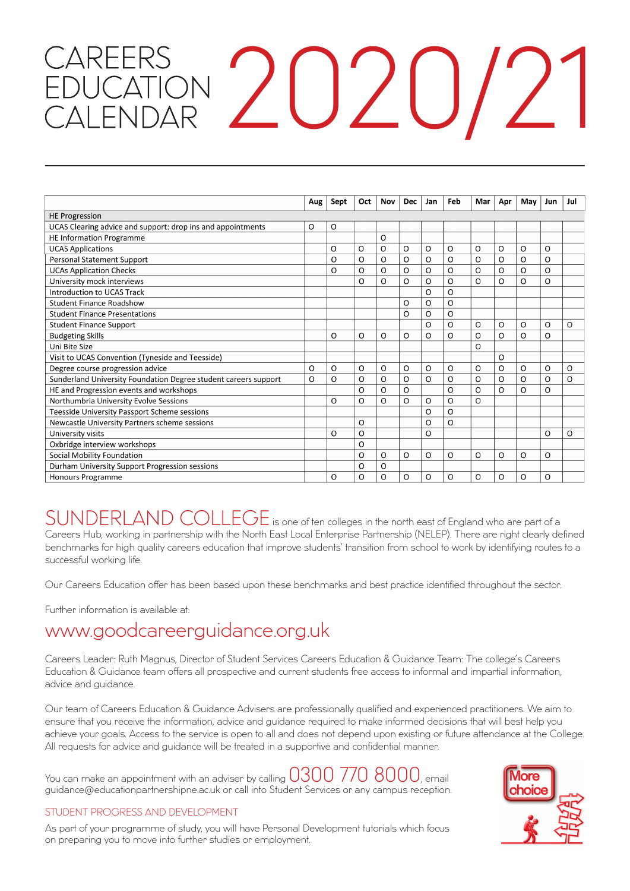# CAREERS EDUCATION CALENDAR 2020/21

| | Aug | Sept | Oct | Nov | Dec | Jan | Feb | Mar | Apr | May | Jun | Jul |
|---|---|---|---|---|---|---|---|---|---|---|---|---|
| HE Progression | | | | | | | | | | | | |
| UCAS Clearing advice and support: drop ins and appointments | O | O | | | | | | | | | | |
| HE Information Programme | | | | O | | | | | | | | |
| UCAS Applications | | O | O | O | O | O | O | O | O | O | O | |
| Personal Statement Support | | O | O | O | O | O | O | O | O | O | O | |
| UCAs Application Checks | | O | O | O | O | O | O | O | O | O | O | |
| University mock interviews | | | O | O | O | O | O | O | O | O | O | |
| Introduction to UCAS Track | | | | | | O | O | | | | | |
| Student Finance Roadshow | | | | | O | O | O | | | | | |
| Student Finance Presentations | | | | | O | O | O | | | | | |
| Student Finance Support | | | | | | O | O | O | O | O | O | O |
| Budgeting Skills | | O | O | O | O | O | O | O | O | O | O | |
| Uni Bite Size | | | | | | | | O | | | | |
| Visit to UCAS Convention (Tyneside and Teesside) | | | | | | | | | O | | | |
| Degree course progression advice | O | O | O | O | O | O | O | O | O | O | O | O |
| Sunderland University Foundation Degree student careers support | O | O | O | O | O | O | O | O | O | O | O | O |
| HE and Progression events and workshops | | | O | O | O | | O | O | O | O | O | |
| Northumbria University Evolve Sessions | | O | O | O | O | O | O | O | | | | |
| Teesside University Passport Scheme sessions | | | | | | O | O | | | | | |
| Newcastle University Partners scheme sessions | | | O | | | O | O | | | | | |
| University visits | | O | O | | | O | | | | | O | O |
| Oxbridge interview workshops | | | O | | | | | | | | | |
| Social Mobility Foundation | | | O | O | O | O | O | O | O | O | O | |
| Durham University Support Progression sessions | | | O | O | | | | | | | | |
| Honours Programme | | O | O | O | O | O | O | O | O | O | O | |

**SUNDERLAND COLLEGE** is one of ten colleges in the north east of England who are part of a Careers Hub, working in partnership with the North East Local Enterprise Partnership (NELEP). There are right clearly defined benchmarks for high quality careers education that improve students' transition from school to work by identifying routes to a successful working life.

Our Careers Education offer has been based upon these benchmarks and best practice identified throughout the sector.

Further information is available at:

## www.goodcareerguidance.org.uk

Careers Leader: Ruth Magnus, Director of Student Services Careers Education & Guidance Team: The college's Careers Education & Guidance team offers all prospective and current students free access to informal and impartial information, advice and guidance.

Our team of Careers Education & Guidance Advisers are professionally qualified and experienced practitioners. We aim to ensure that you receive the information, advice and guidance required to make informed decisions that will best help you achieve your goals. Access to the service is open to all and does not depend upon existing or future attendance at the College. All requests for advice and guidance will be treated in a supportive and confidential manner.

You can make an appointment with an adviser by calling **0300 770 8000**, email guidance@educationpartnershipne.ac.uk or call into Student Services or any campus reception.

More choice

### STUDENT PROGRESS AND DEVELOPMENT

As part of your programme of study, you will have Personal Development tutorials which focus on preparing you to move into further studies or employment.